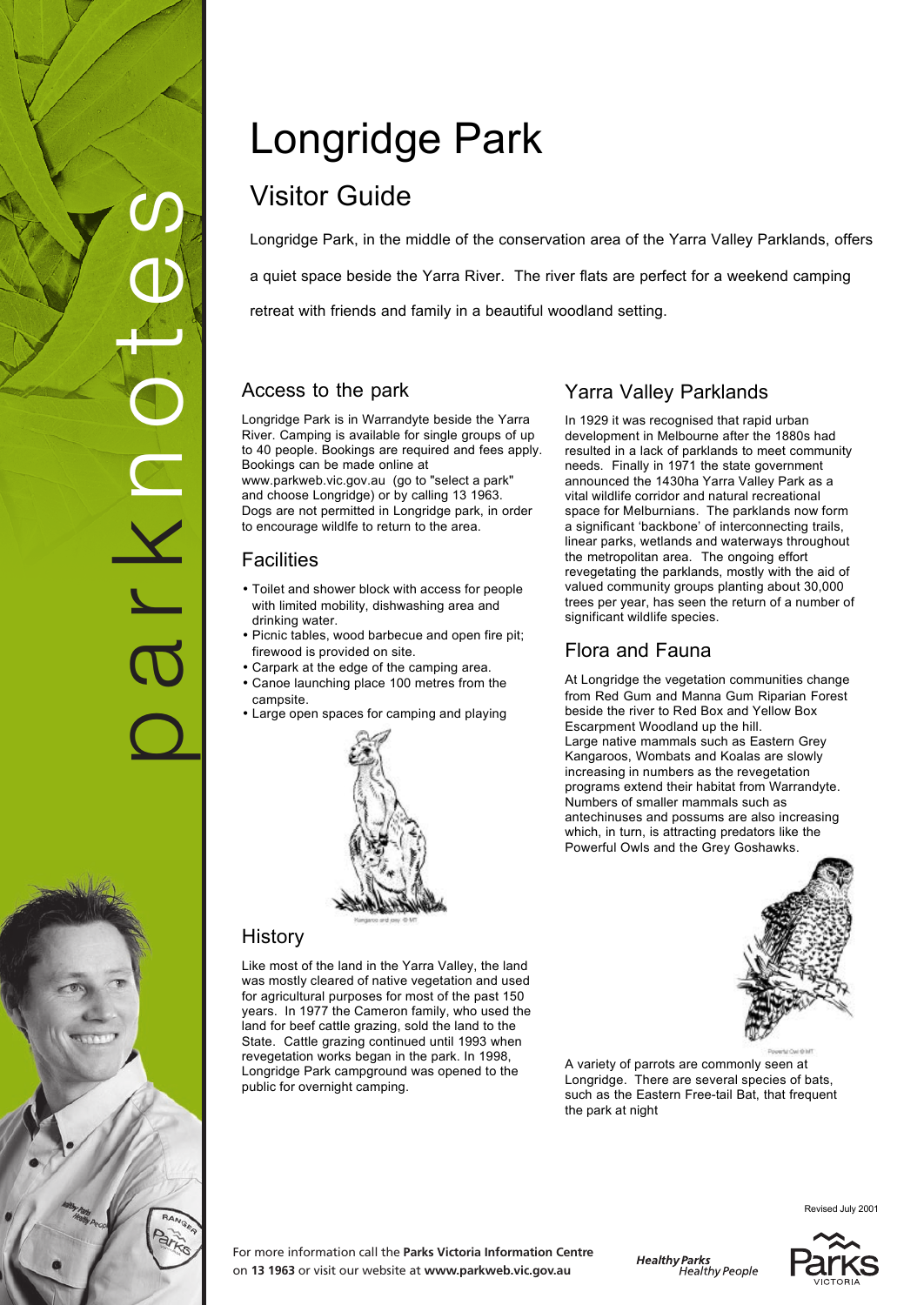# Longridge Park

## Visitor Guide

Longridge Park, in the middle of the conservation area of the Yarra Valley Parklands, offers a quiet space beside the Yarra River. The river flats are perfect for a weekend camping retreat with friends and family in a beautiful woodland setting.

### Access to the park

Longridge Park is in Warrandyte beside the Yarra River. Camping is available for single groups of up to 40 people. Bookings are required and fees apply. Bookings can be made online at www.parkweb.vic.gov.au (go to "select a park" and choose Longridge) or by calling 13 1963. Dogs are not permitted in Longridge park, in order to encourage wildlfe to return to the area.

### Facilities

- Toilet and shower block with access for people with limited mobility, dishwashing area and drinking water.
- Picnic tables, wood barbecue and open fire pit; firewood is provided on site.
- Carpark at the edge of the camping area.
- Canoe launching place 100 metres from the campsite.
- Large open spaces for camping and playing

Kangaroo and joey © MT

### History

Like most of the land in the Yarra Valley, the land was mostly cleared of native vegetation and used for agricultural purposes for most of the past 150 years. In 1977 the Cameron family, who used the land for beef cattle grazing, sold the land to the State. Cattle grazing continued until 1993 when revegetation works began in the park. In 1998, Longridge Park campground was opened to the public for overnight camping.

### Yarra Valley Parklands

In 1929 it was recognised that rapid urban development in Melbourne after the 1880s had resulted in a lack of parklands to meet community needs. Finally in 1971 the state government announced the 1430ha Yarra Valley Park as a vital wildlife corridor and natural recreational space for Melburnians. The parklands now form a significant 'backbone' of interconnecting trails, linear parks, wetlands and waterways throughout the metropolitan area. The ongoing effort revegetating the parklands, mostly with the aid of valued community groups planting about 30,000 trees per year, has seen the return of a number of significant wildlife species.

### Flora and Fauna

At Longridge the vegetation communities change from Red Gum and Manna Gum Riparian Forest beside the river to Red Box and Yellow Box Escarpment Woodland up the hill.
Large native mammals such as Eastern Grey Kangaroos, Wombats and Koalas are slowly increasing in numbers as the revegetation programs extend their habitat from Warrandyte. Numbers of smaller mammals such as antechinuses and possums are also increasing which, in turn, is attracting predators like the Powerful Owls and the Grey Goshawks.

Powerful Owl © MT

A variety of parrots are commonly seen at Longridge. There are several species of bats, such as the Eastern Free-tail Bat, that frequent the park at night

Revised July 2001

For more information call the **Parks Victoria Information Centre** on **13 1963** or visit our website at **www.parkweb.vic.gov.au**

*Healthy Parks Healthy People*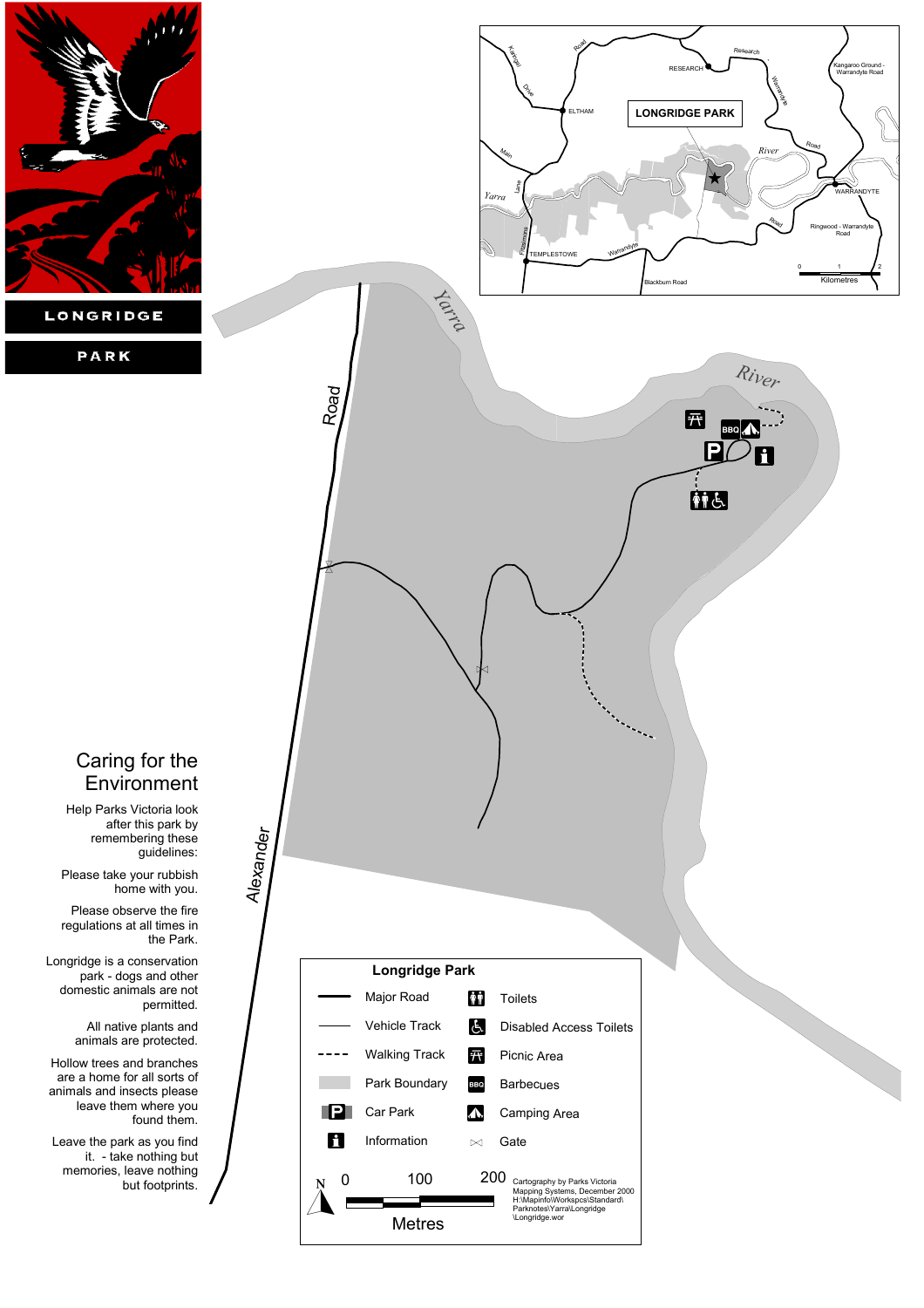LONGRIDGE

PARK

LONGRIDGE PARK

Research

RESEARCH

Kangaroo Ground - Warrandyte Road

Road

Kangaroo

Drive

ELTHAM

Warrandyte

River

Road

Main

Yarra

Lane

WARRANDYTE

Road

Ringwood - Warrandyte Road

Fitzsimons

TEMPLESTOWE

Warrandyte

0 1 2

Kilometres

Blackburn Road

Yarra

River

Road

Alexander

## Caring for the Environment

Help Parks Victoria look after this park by remembering these guidelines:

Please take your rubbish home with you.

Please observe the fire regulations at all times in the Park.

Longridge is a conservation park - dogs and other domestic animals are not permitted.

All native plants and animals are protected.

Hollow trees and branches are a home for all sorts of animals and insects please leave them where you found them.

Leave the park as you find it. - take nothing but memories, leave nothing but footprints.

**Longridge Park**

Major Road

Vehicle Track

Walking Track

Park Boundary

Car Park

Information

Toilets

Disabled Access Toilets

Picnic Area

Barbecues

Camping Area

Gate

N

0 100 200

Metres

Cartography by Parks Victoria
Mapping Systems, December 2000
H:\Mapinfo\Workspcs\Standard\
Parknotes\Yarra\Longridge
\Longridge.wor